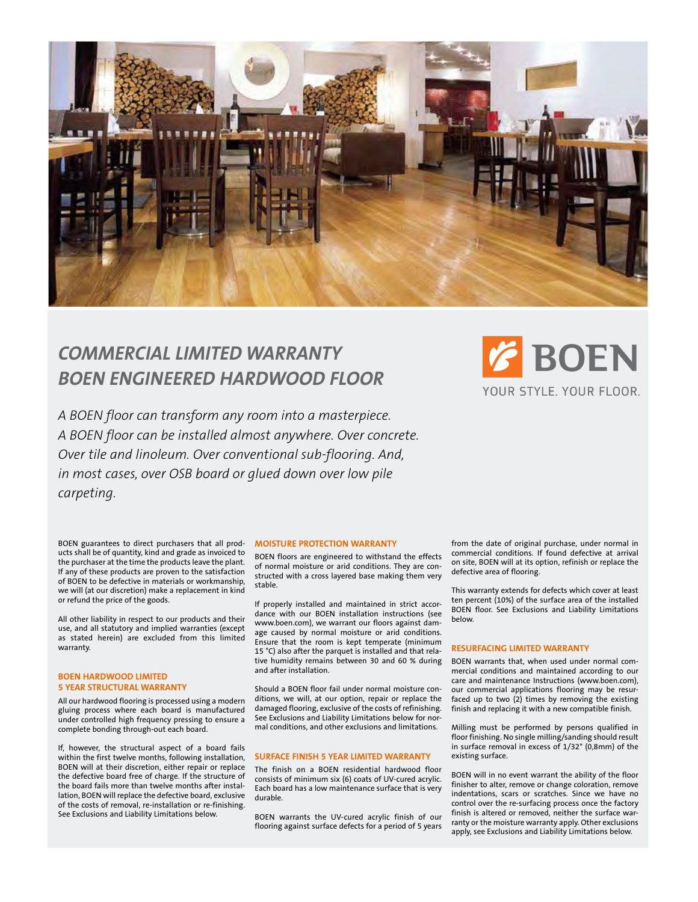# COMMERCIAL LIMITED WARRANTY
# BOEN ENGINEERED HARDWOOD FLOOR

BOEN
YOUR STYLE. YOUR FLOOR.

*A BOEN floor can transform any room into a masterpiece. A BOEN floor can be installed almost anywhere. Over concrete. Over tile and linoleum. Over conventional sub-flooring. And, in most cases, over OSB board or glued down over low pile carpeting.*

BOEN guarantees to direct purchasers that all products shall be of quantity, kind and grade as invoiced to the purchaser at the time the products leave the plant. If any of these products are proven to the satisfaction of BOEN to be defective in materials or workmanship, we will (at our discretion) make a replacement in kind or refund the price of the goods.

All other liability in respect to our products and their use, and all statutory and implied warranties (except as stated herein) are excluded from this limited warranty.

### BOEN HARDWOOD LIMITED 5 YEAR STRUCTURAL WARRANTY

All our hardwood flooring is processed using a modern gluing process where each board is manufactured under controlled high frequency pressing to ensure a complete bonding through-out each board.

If, however, the structural aspect of a board fails within the first twelve months, following installation, BOEN will at their discretion, either repair or replace the defective board free of charge. If the structure of the board fails more than twelve months after installation, BOEN will replace the defective board, exclusive of the costs of removal, re-installation or re-finishing. See Exclusions and Liability Limitations below.

### MOISTURE PROTECTION WARRANTY

BOEN floors are engineered to withstand the effects of normal moisture or arid conditions. They are constructed with a cross layered base making them very stable.

If properly installed and maintained in strict accordance with our BOEN installation instructions (see www.boen.com), we warrant our floors against damage caused by normal moisture or arid conditions. Ensure that the room is kept temperate (minimum 15 °C) also after the parquet is installed and that relative humidity remains between 30 and 60 % during and after installation.

Should a BOEN floor fail under normal moisture conditions, we will, at our option, repair or replace the damaged flooring, exclusive of the costs of refinishing. See Exclusions and Liability Limitations below for normal conditions, and other exclusions and limitations.

### SURFACE FINISH 5 YEAR LIMITED WARRANTY

The finish on a BOEN residential hardwood floor consists of minimum six (6) coats of UV-cured acrylic. Each board has a low maintenance surface that is very durable.

BOEN warrants the UV-cured acrylic finish of our flooring against surface defects for a period of 5 years from the date of original purchase, under normal in commercial conditions. If found defective at arrival on site, BOEN will at its option, refinish or replace the defective area of flooring.

This warranty extends for defects which cover at least ten percent (10%) of the surface area of the installed BOEN floor. See Exclusions and Liability Limitations below.

### RESURFACING LIMITED WARRANTY

BOEN warrants that, when used under normal commercial conditions and maintained according to our care and maintenance Instructions (www.boen.com), our commercial applications flooring may be resurfaced up to two (2) times by removing the existing finish and replacing it with a new compatible finish.

Milling must be performed by persons qualified in floor finishing. No single milling/sanding should result in surface removal in excess of 1/32" (0,8mm) of the existing surface.

BOEN will in no event warrant the ability of the floor finisher to alter, remove or change coloration, remove indentations, scars or scratches. Since we have no control over the re-surfacing process once the factory finish is altered or removed, neither the surface warranty or the moisture warranty apply. Other exclusions apply, see Exclusions and Liability Limitations below.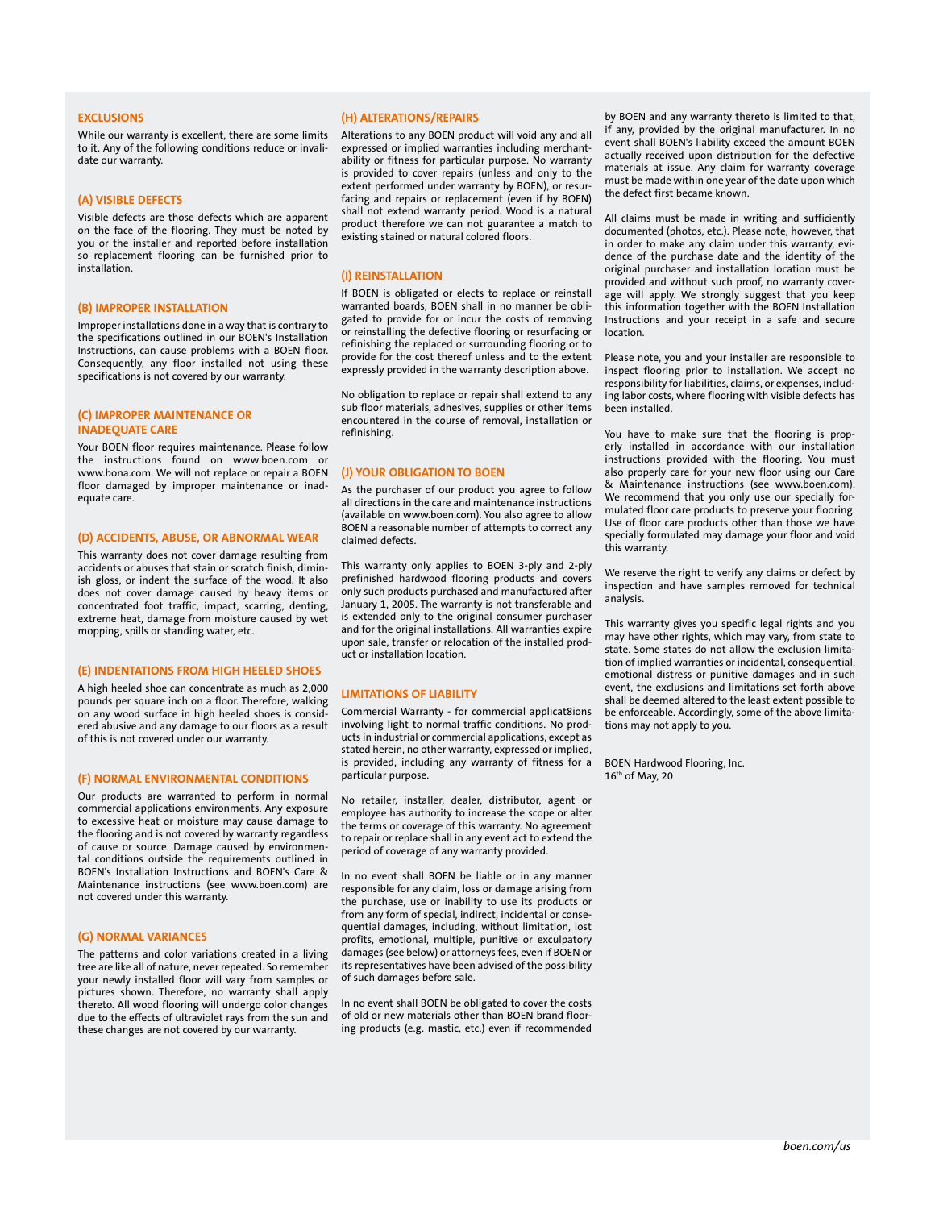## EXCLUSIONS

While our warranty is excellent, there are some limits to it. Any of the following conditions reduce or invalidate our warranty.

### (A) VISIBLE DEFECTS

Visible defects are those defects which are apparent on the face of the flooring. They must be noted by you or the installer and reported before installation so replacement flooring can be furnished prior to installation.

### (B) IMPROPER INSTALLATION

Improper installations done in a way that is contrary to the specifications outlined in our BOEN's Installation Instructions, can cause problems with a BOEN floor. Consequently, any floor installed not using these specifications is not covered by our warranty.

### (C) IMPROPER MAINTENANCE OR INADEQUATE CARE

Your BOEN floor requires maintenance. Please follow the instructions found on www.boen.com or www.bona.com. We will not replace or repair a BOEN floor damaged by improper maintenance or inadequate care.

### (D) ACCIDENTS, ABUSE, OR ABNORMAL WEAR

This warranty does not cover damage resulting from accidents or abuses that stain or scratch finish, diminish gloss, or indent the surface of the wood. It also does not cover damage caused by heavy items or concentrated foot traffic, impact, scarring, denting, extreme heat, damage from moisture caused by wet mopping, spills or standing water, etc.

### (E) INDENTATIONS FROM HIGH HEELED SHOES

A high heeled shoe can concentrate as much as 2,000 pounds per square inch on a floor. Therefore, walking on any wood surface in high heeled shoes is considered abusive and any damage to our floors as a result of this is not covered under our warranty.

### (F) NORMAL ENVIRONMENTAL CONDITIONS

Our products are warranted to perform in normal commercial applications environments. Any exposure to excessive heat or moisture may cause damage to the flooring and is not covered by warranty regardless of cause or source. Damage caused by environmental conditions outside the requirements outlined in BOEN's Installation Instructions and BOEN's Care & Maintenance instructions (see www.boen.com) are not covered under this warranty.

### (G) NORMAL VARIANCES

The patterns and color variations created in a living tree are like all of nature, never repeated. So remember your newly installed floor will vary from samples or pictures shown. Therefore, no warranty shall apply thereto. All wood flooring will undergo color changes due to the effects of ultraviolet rays from the sun and these changes are not covered by our warranty.

### (H) ALTERATIONS/REPAIRS

Alterations to any BOEN product will void any and all expressed or implied warranties including merchantability or fitness for particular purpose. No warranty is provided to cover repairs (unless and only to the extent performed under warranty by BOEN), or resurfacing and repairs or replacement (even if by BOEN) shall not extend warranty period. Wood is a natural product therefore we can not guarantee a match to existing stained or natural colored floors.

### (I) REINSTALLATION

If BOEN is obligated or elects to replace or reinstall warranted boards, BOEN shall in no manner be obligated to provide for or incur the costs of removing or reinstalling the defective flooring or resurfacing or refinishing the replaced or surrounding flooring or to provide for the cost thereof unless and to the extent expressly provided in the warranty description above.

No obligation to replace or repair shall extend to any sub floor materials, adhesives, supplies or other items encountered in the course of removal, installation or refinishing.

### (J) YOUR OBLIGATION TO BOEN

As the purchaser of our product you agree to follow all directions in the care and maintenance instructions (available on www.boen.com). You also agree to allow BOEN a reasonable number of attempts to correct any claimed defects.

This warranty only applies to BOEN 3-ply and 2-ply prefinished hardwood flooring products and covers only such products purchased and manufactured after January 1, 2005. The warranty is not transferable and is extended only to the original consumer purchaser and for the original installations. All warranties expire upon sale, transfer or relocation of the installed product or installation location.

## LIMITATIONS OF LIABILITY

Commercial Warranty - for commercial applicat8ions involving light to normal traffic conditions. No products in industrial or commercial applications, except as stated herein, no other warranty, expressed or implied, is provided, including any warranty of fitness for a particular purpose.

No retailer, installer, dealer, distributor, agent or employee has authority to increase the scope or alter the terms or coverage of this warranty. No agreement to repair or replace shall in any event act to extend the period of coverage of any warranty provided.

In no event shall BOEN be liable or in any manner responsible for any claim, loss or damage arising from the purchase, use or inability to use its products or from any form of special, indirect, incidental or consequential damages, including, without limitation, lost profits, emotional, multiple, punitive or exculpatory damages (see below) or attorneys fees, even if BOEN or its representatives have been advised of the possibility of such damages before sale.

In no event shall BOEN be obligated to cover the costs of old or new materials other than BOEN brand flooring products (e.g. mastic, etc.) even if recommended by BOEN and any warranty thereto is limited to that, if any, provided by the original manufacturer. In no event shall BOEN's liability exceed the amount BOEN actually received upon distribution for the defective materials at issue. Any claim for warranty coverage must be made within one year of the date upon which the defect first became known.

All claims must be made in writing and sufficiently documented (photos, etc.). Please note, however, that in order to make any claim under this warranty, evidence of the purchase date and the identity of the original purchaser and installation location must be provided and without such proof, no warranty coverage will apply. We strongly suggest that you keep this information together with the BOEN Installation Instructions and your receipt in a safe and secure location.

Please note, you and your installer are responsible to inspect flooring prior to installation. We accept no responsibility for liabilities, claims, or expenses, including labor costs, where flooring with visible defects has been installed.

You have to make sure that the flooring is properly installed in accordance with our installation instructions provided with the flooring. You must also properly care for your new floor using our Care & Maintenance instructions (see www.boen.com). We recommend that you only use our specially formulated floor care products to preserve your flooring. Use of floor care products other than those we have specially formulated may damage your floor and void this warranty.

We reserve the right to verify any claims or defect by inspection and have samples removed for technical analysis.

This warranty gives you specific legal rights and you may have other rights, which may vary, from state to state. Some states do not allow the exclusion limitation of implied warranties or incidental, consequential, emotional distress or punitive damages and in such event, the exclusions and limitations set forth above shall be deemed altered to the least extent possible to be enforceable. Accordingly, some of the above limitations may not apply to you.

BOEN Hardwood Flooring, Inc.
16th of May, 20

*boen.com/us*